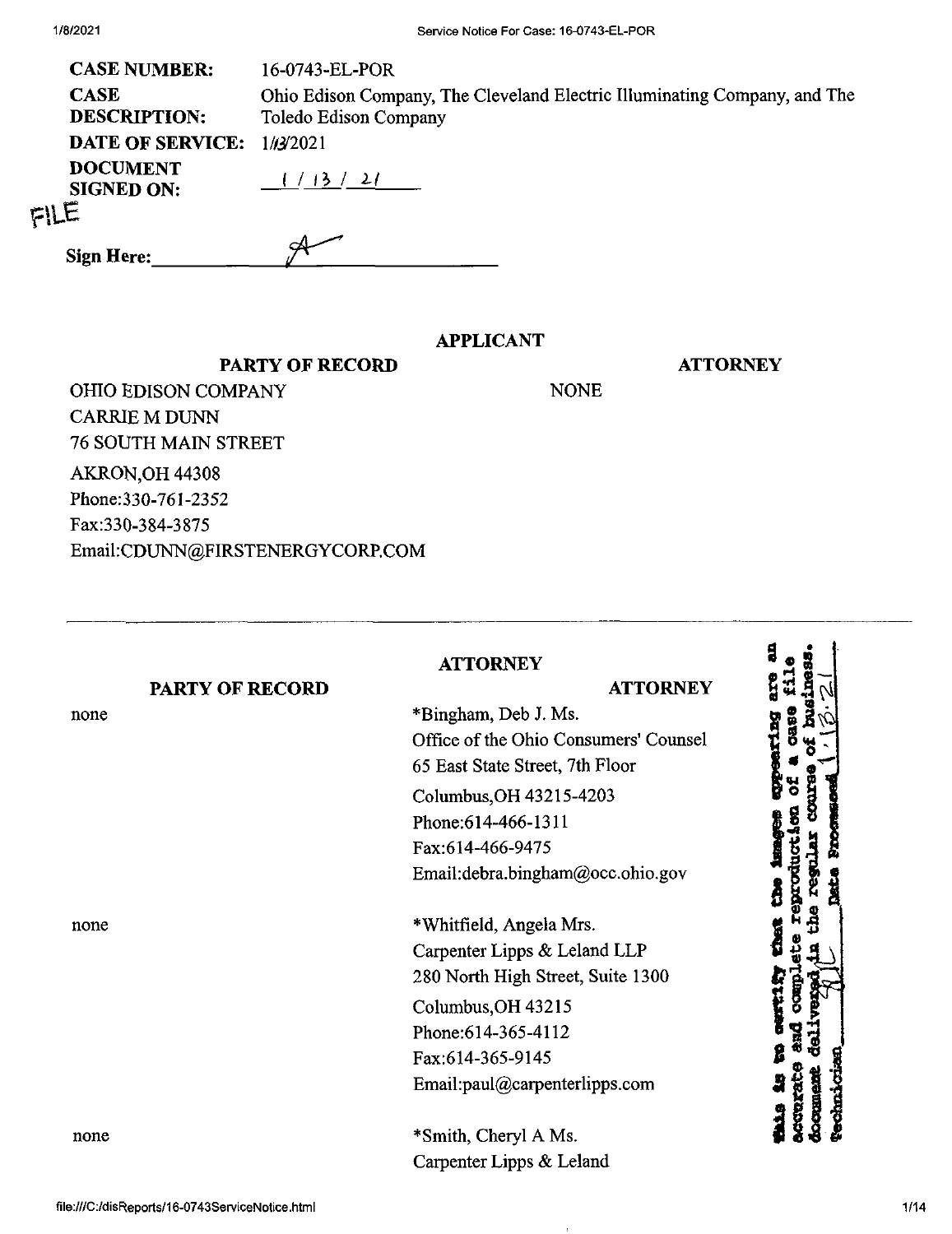| | |
|---|---|
| **CASE NUMBER:** | 16-0743-EL-POR |
| **CASE DESCRIPTION:** | Ohio Edison Company, The Cleveland Electric Illuminating Company, and The Toledo Edison Company |
| **DATE OF SERVICE:** | 1/13/2021 |
| **DOCUMENT SIGNED ON:** | 1 / 13 / 21 |

FILE

**Sign Here:** ____________________

## APPLICANT

| PARTY OF RECORD | ATTORNEY |
|---|---|
| OHIO EDISON COMPANY<br>CARRIE M DUNN<br>76 SOUTH MAIN STREET<br>AKRON,OH 44308<br>Phone:330-761-2352<br>Fax:330-384-3875<br>Email:CDUNN@FIRSTENERGYCORP.COM | NONE |

---

## ATTORNEY

| PARTY OF RECORD | ATTORNEY |
|---|---|
| none | *Bingham, Deb J. Ms.<br>Office of the Ohio Consumers' Counsel<br>65 East State Street, 7th Floor<br>Columbus,OH 43215-4203<br>Phone:614-466-1311<br>Fax:614-466-9475<br>Email:debra.bingham@occ.ohio.gov |
| none | *Whitfield, Angela Mrs.<br>Carpenter Lipps & Leland LLP<br>280 North High Street, Suite 1300<br>Columbus,OH 43215<br>Phone:614-365-4112<br>Fax:614-365-9145<br>Email:paul@carpenterlipps.com |
| none | *Smith, Cheryl A Ms.<br>Carpenter Lipps & Leland |

This is to certify that the images appearing are an accurate and complete reproduction of a case file document delivered in the regular course of business. Technician ____ Date Processed 1.13.21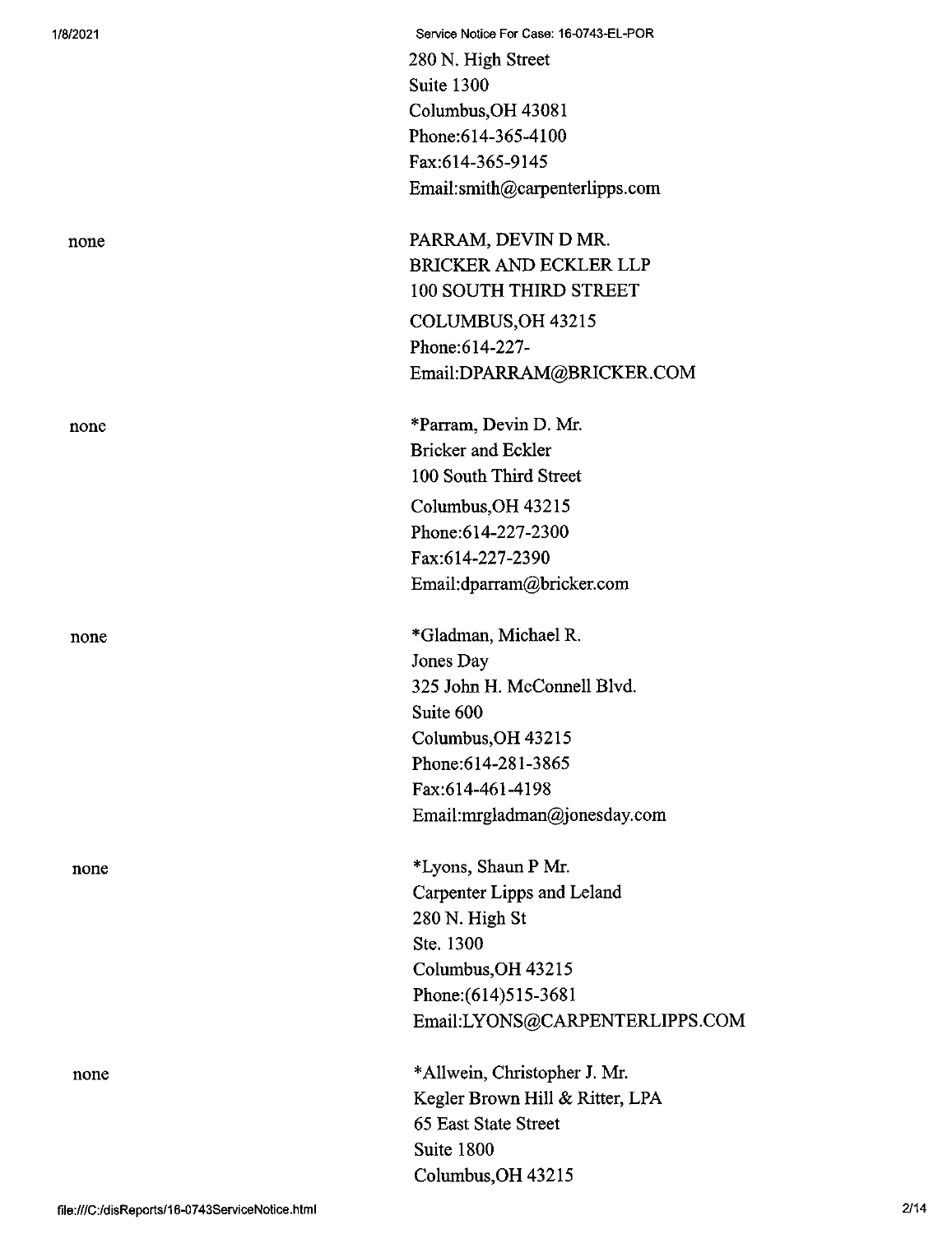280 N. High Street
Suite 1300
Columbus,OH 43081
Phone:614-365-4100
Fax:614-365-9145
Email:smith@carpenterlipps.com

none

PARRAM, DEVIN D MR.
BRICKER AND ECKLER LLP
100 SOUTH THIRD STREET
COLUMBUS,OH 43215
Phone:614-227-
Email:DPARRAM@BRICKER.COM

none

*Parram, Devin D. Mr.
Bricker and Eckler
100 South Third Street
Columbus,OH 43215
Phone:614-227-2300
Fax:614-227-2390
Email:dparram@bricker.com

none

*Gladman, Michael R.
Jones Day
325 John H. McConnell Blvd.
Suite 600
Columbus,OH 43215
Phone:614-281-3865
Fax:614-461-4198
Email:mrgladman@jonesday.com

none

*Lyons, Shaun P Mr.
Carpenter Lipps and Leland
280 N. High St
Ste. 1300
Columbus,OH 43215
Phone:(614)515-3681
Email:LYONS@CARPENTERLIPPS.COM

none

*Allwein, Christopher J. Mr.
Kegler Brown Hill & Ritter, LPA
65 East State Street
Suite 1800
Columbus,OH 43215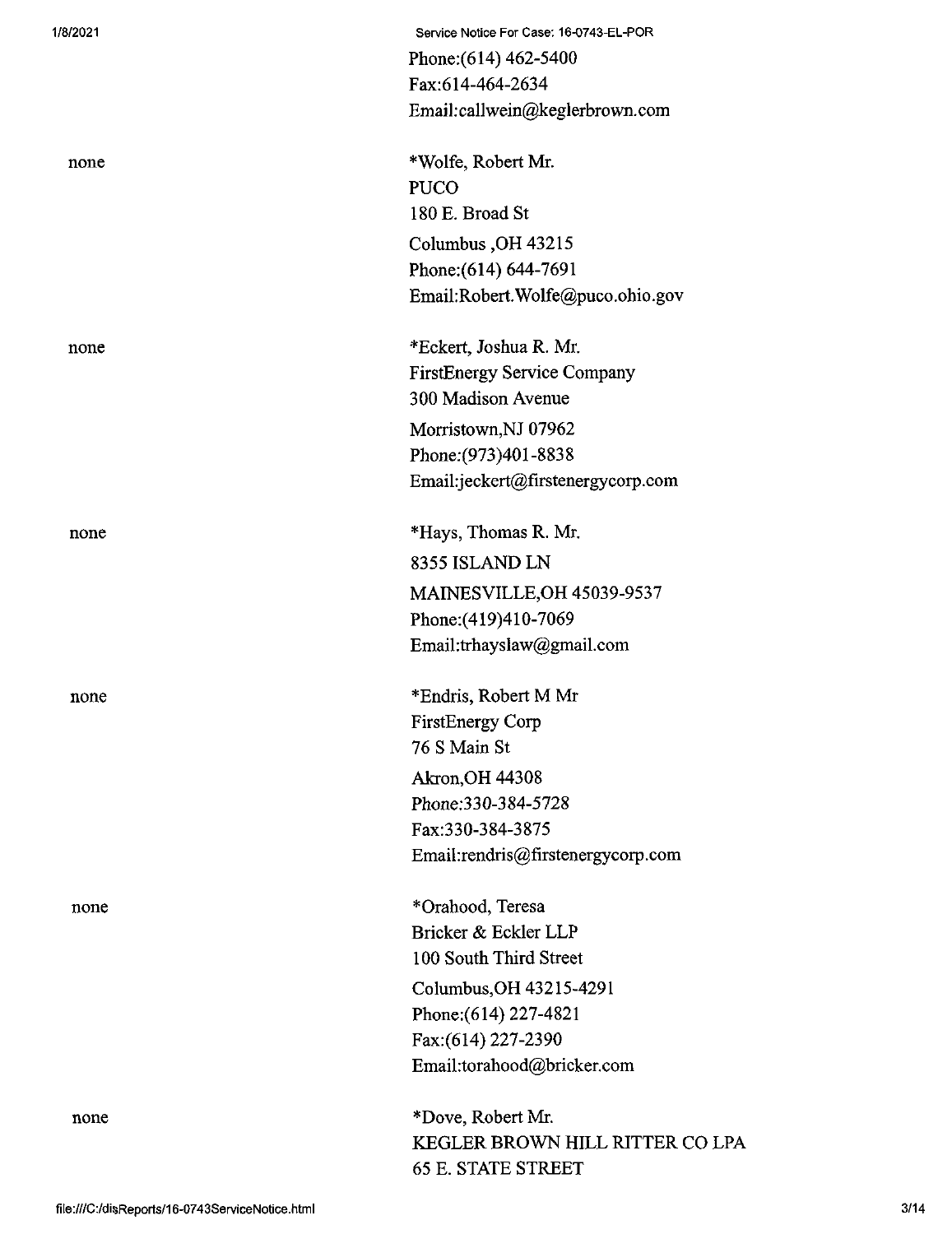Phone:(614) 462-5400
Fax:614-464-2634
Email:callwein@keglerbrown.com

| | |
|---|---|
| none | *Wolfe, Robert Mr.<br>PUCO<br>180 E. Broad St<br>Columbus ,OH 43215<br>Phone:(614) 644-7691<br>Email:Robert.Wolfe@puco.ohio.gov |
| none | *Eckert, Joshua R. Mr.<br>FirstEnergy Service Company<br>300 Madison Avenue<br>Morristown,NJ 07962<br>Phone:(973)401-8838<br>Email:jeckert@firstenergycorp.com |
| none | *Hays, Thomas R. Mr.<br>8355 ISLAND LN<br>MAINESVILLE,OH 45039-9537<br>Phone:(419)410-7069<br>Email:trhayslaw@gmail.com |
| none | *Endris, Robert M Mr<br>FirstEnergy Corp<br>76 S Main St<br>Akron,OH 44308<br>Phone:330-384-5728<br>Fax:330-384-3875<br>Email:rendris@firstenergycorp.com |
| none | *Orahood, Teresa<br>Bricker & Eckler LLP<br>100 South Third Street<br>Columbus,OH 43215-4291<br>Phone:(614) 227-4821<br>Fax:(614) 227-2390<br>Email:torahood@bricker.com |
| none | *Dove, Robert Mr.<br>KEGLER BROWN HILL RITTER CO LPA<br>65 E. STATE STREET |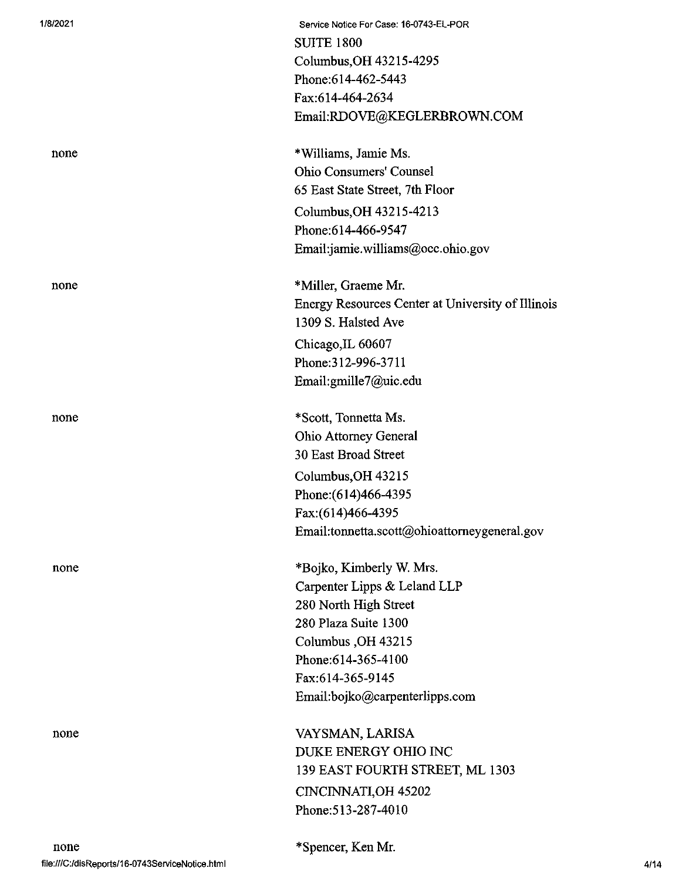SUITE 1800
Columbus,OH 43215-4295
Phone:614-462-5443
Fax:614-464-2634
Email:RDOVE@KEGLERBROWN.COM

| | |
|---|---|
| none | *Williams, Jamie Ms.<br>Ohio Consumers' Counsel<br>65 East State Street, 7th Floor<br>Columbus,OH 43215-4213<br>Phone:614-466-9547<br>Email:jamie.williams@occ.ohio.gov |
| none | *Miller, Graeme Mr.<br>Energy Resources Center at University of Illinois<br>1309 S. Halsted Ave<br>Chicago,IL 60607<br>Phone:312-996-3711<br>Email:gmille7@uic.edu |
| none | *Scott, Tonnetta Ms.<br>Ohio Attorney General<br>30 East Broad Street<br>Columbus,OH 43215<br>Phone:(614)466-4395<br>Fax:(614)466-4395<br>Email:tonnetta.scott@ohioattorneygeneral.gov |
| none | *Bojko, Kimberly W. Mrs.<br>Carpenter Lipps & Leland LLP<br>280 North High Street<br>280 Plaza Suite 1300<br>Columbus ,OH 43215<br>Phone:614-365-4100<br>Fax:614-365-9145<br>Email:bojko@carpenterlipps.com |
| none | VAYSMAN, LARISA<br>DUKE ENERGY OHIO INC<br>139 EAST FOURTH STREET, ML 1303<br>CINCINNATI,OH 45202<br>Phone:513-287-4010 |
| none | *Spencer, Ken Mr. |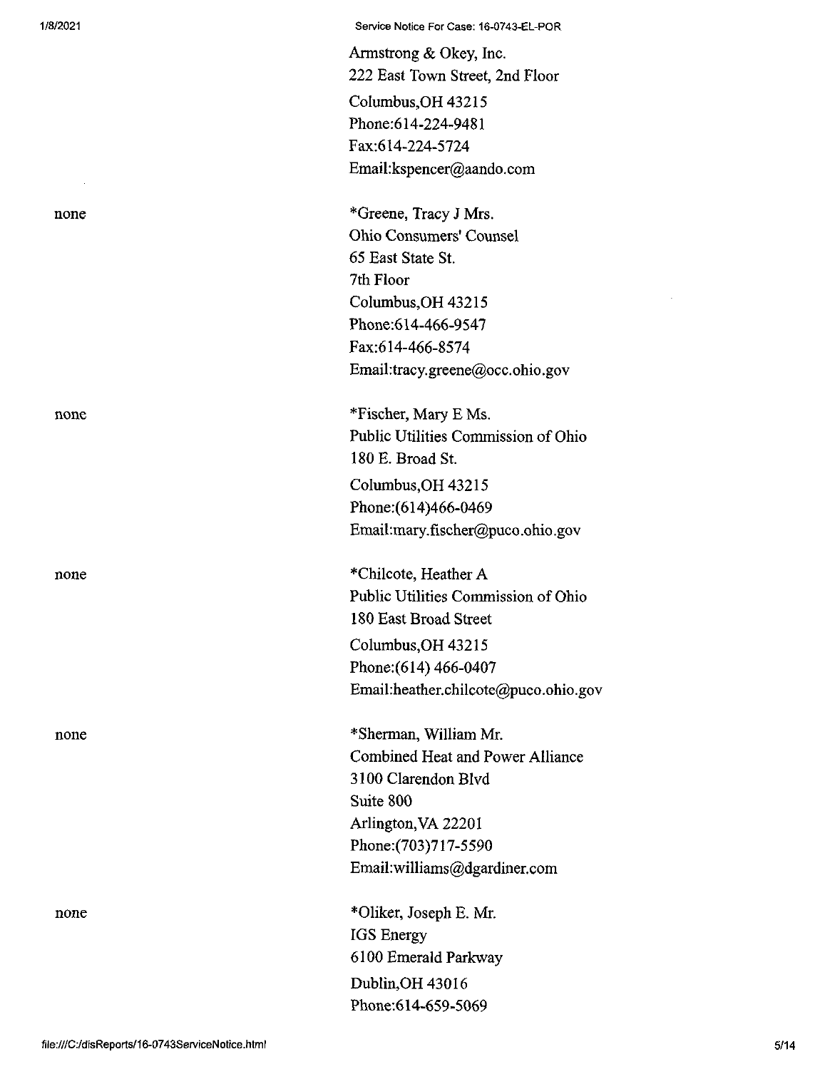Armstrong & Okey, Inc.
222 East Town Street, 2nd Floor
Columbus,OH 43215
Phone:614-224-9481
Fax:614-224-5724
Email:kspencer@aando.com

| | |
|---|---|
| none | *Greene, Tracy J Mrs.<br>Ohio Consumers' Counsel<br>65 East State St.<br>7th Floor<br>Columbus,OH 43215<br>Phone:614-466-9547<br>Fax:614-466-8574<br>Email:tracy.greene@occ.ohio.gov |
| none | *Fischer, Mary E Ms.<br>Public Utilities Commission of Ohio<br>180 E. Broad St.<br>Columbus,OH 43215<br>Phone:(614)466-0469<br>Email:mary.fischer@puco.ohio.gov |
| none | *Chilcote, Heather A<br>Public Utilities Commission of Ohio<br>180 East Broad Street<br>Columbus,OH 43215<br>Phone:(614) 466-0407<br>Email:heather.chilcote@puco.ohio.gov |
| none | *Sherman, William Mr.<br>Combined Heat and Power Alliance<br>3100 Clarendon Blvd<br>Suite 800<br>Arlington,VA 22201<br>Phone:(703)717-5590<br>Email:williams@dgardiner.com |
| none | *Oliker, Joseph E. Mr.<br>IGS Energy<br>6100 Emerald Parkway<br>Dublin,OH 43016<br>Phone:614-659-5069 |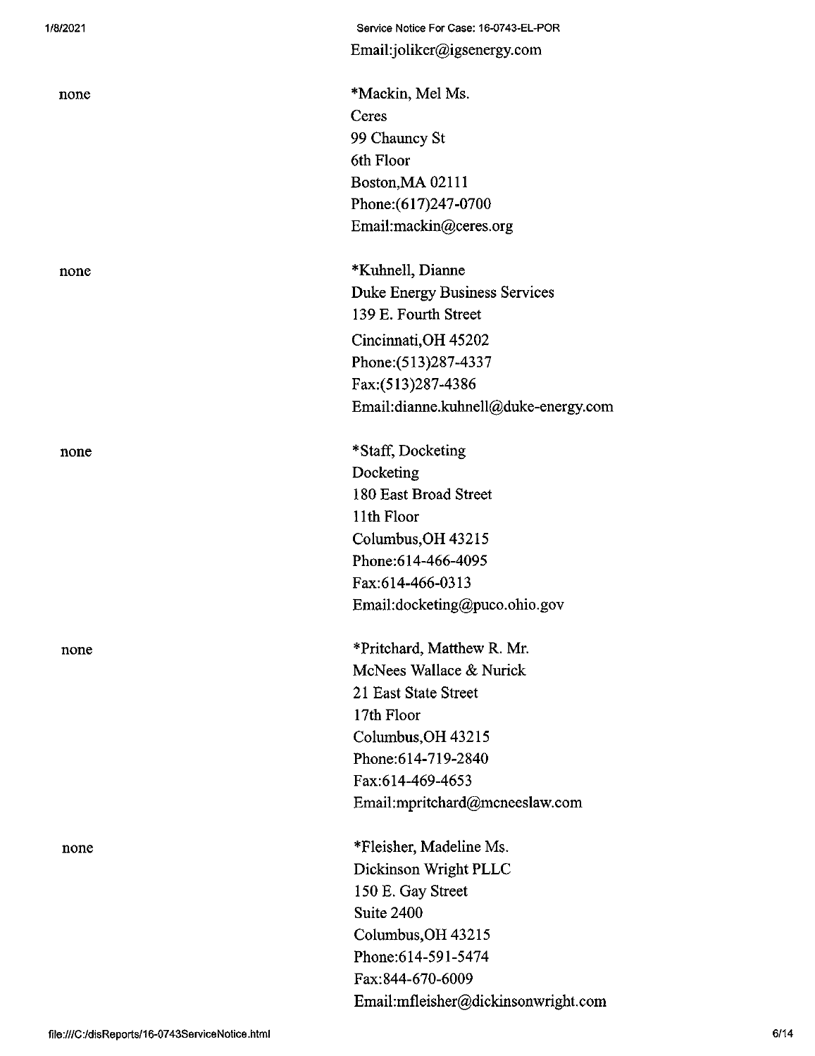Email:joliker@igsenergy.com

none

*Mackin, Mel Ms.
Ceres
99 Chauncy St
6th Floor
Boston,MA 02111
Phone:(617)247-0700
Email:mackin@ceres.org

none

*Kuhnell, Dianne
Duke Energy Business Services
139 E. Fourth Street
Cincinnati,OH 45202
Phone:(513)287-4337
Fax:(513)287-4386
Email:dianne.kuhnell@duke-energy.com

none

*Staff, Docketing
Docketing
180 East Broad Street
11th Floor
Columbus,OH 43215
Phone:614-466-4095
Fax:614-466-0313
Email:docketing@puco.ohio.gov

none

*Pritchard, Matthew R. Mr.
McNees Wallace & Nurick
21 East State Street
17th Floor
Columbus,OH 43215
Phone:614-719-2840
Fax:614-469-4653
Email:mpritchard@mcneeslaw.com

none

*Fleisher, Madeline Ms.
Dickinson Wright PLLC
150 E. Gay Street
Suite 2400
Columbus,OH 43215
Phone:614-591-5474
Fax:844-670-6009
Email:mfleisher@dickinsonwright.com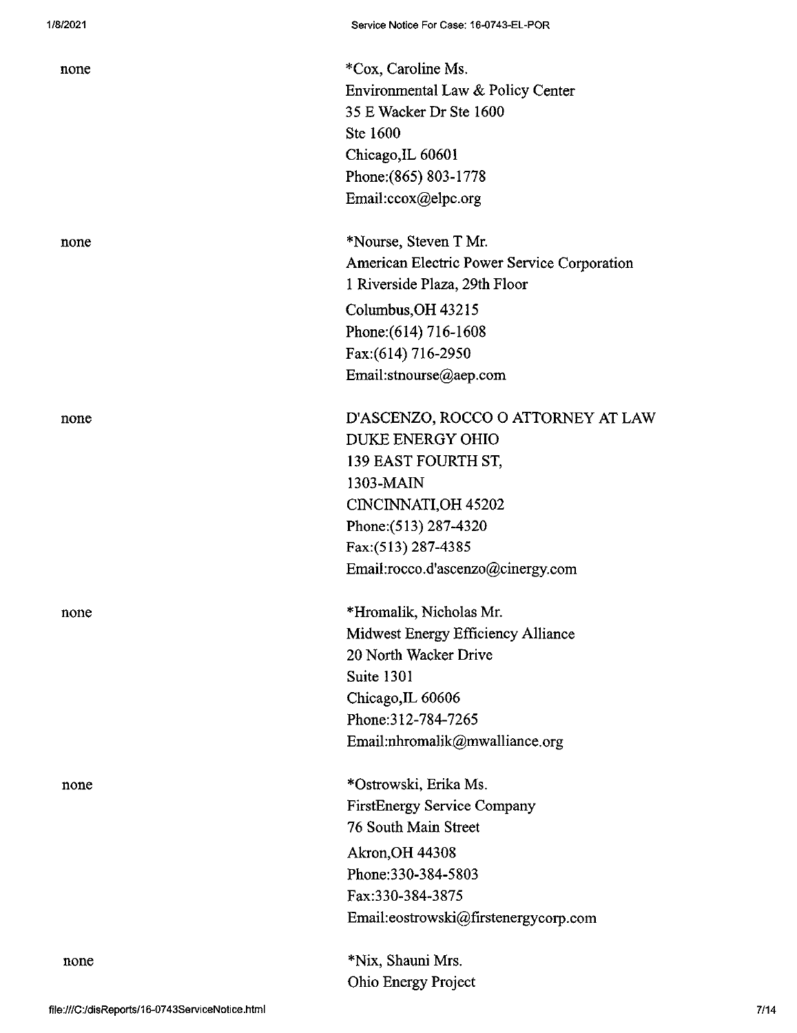none

*Cox, Caroline Ms.
Environmental Law & Policy Center
35 E Wacker Dr Ste 1600
Ste 1600
Chicago,IL 60601
Phone:(865) 803-1778
Email:ccox@elpc.org

none

*Nourse, Steven T Mr.
American Electric Power Service Corporation
1 Riverside Plaza, 29th Floor
Columbus,OH 43215
Phone:(614) 716-1608
Fax:(614) 716-2950
Email:stnourse@aep.com

none

D'ASCENZO, ROCCO O ATTORNEY AT LAW
DUKE ENERGY OHIO
139 EAST FOURTH ST,
1303-MAIN
CINCINNATI,OH 45202
Phone:(513) 287-4320
Fax:(513) 287-4385
Email:rocco.d'ascenzo@cinergy.com

none

*Hromalik, Nicholas Mr.
Midwest Energy Efficiency Alliance
20 North Wacker Drive
Suite 1301
Chicago,IL 60606
Phone:312-784-7265
Email:nhromalik@mwalliance.org

none

*Ostrowski, Erika Ms.
FirstEnergy Service Company
76 South Main Street
Akron,OH 44308
Phone:330-384-5803
Fax:330-384-3875
Email:eostrowski@firstenergycorp.com

none

*Nix, Shauni Mrs.
Ohio Energy Project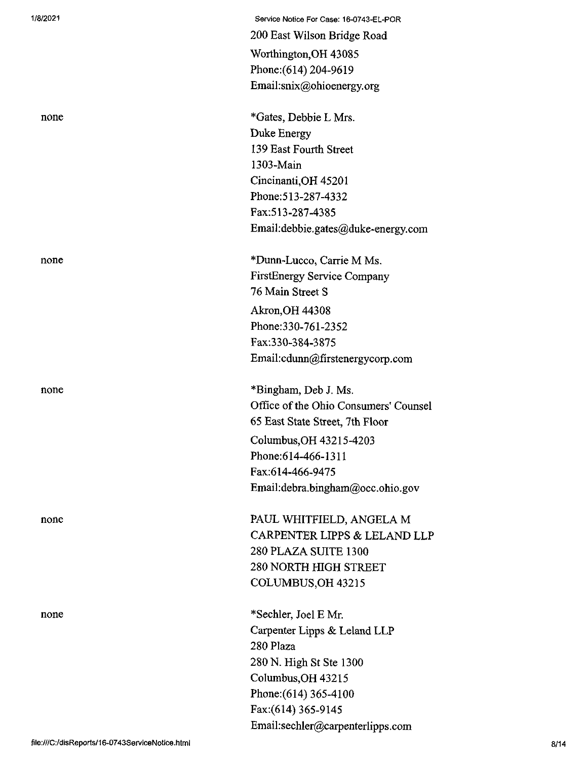200 East Wilson Bridge Road
Worthington,OH 43085
Phone:(614) 204-9619
Email:snix@ohioenergy.org

| | |
|---|---|
| none | *Gates, Debbie L Mrs.<br>Duke Energy<br>139 East Fourth Street<br>1303-Main<br>Cincinanti,OH 45201<br>Phone:513-287-4332<br>Fax:513-287-4385<br>Email:debbie.gates@duke-energy.com |
| none | *Dunn-Lucco, Carrie M Ms.<br>FirstEnergy Service Company<br>76 Main Street S<br>Akron,OH 44308<br>Phone:330-761-2352<br>Fax:330-384-3875<br>Email:cdunn@firstenergycorp.com |
| none | *Bingham, Deb J. Ms.<br>Office of the Ohio Consumers' Counsel<br>65 East State Street, 7th Floor<br>Columbus,OH 43215-4203<br>Phone:614-466-1311<br>Fax:614-466-9475<br>Email:debra.bingham@occ.ohio.gov |
| none | PAUL WHITFIELD, ANGELA M<br>CARPENTER LIPPS & LELAND LLP<br>280 PLAZA SUITE 1300<br>280 NORTH HIGH STREET<br>COLUMBUS,OH 43215 |
| none | *Sechler, Joel E Mr.<br>Carpenter Lipps & Leland LLP<br>280 Plaza<br>280 N. High St Ste 1300<br>Columbus,OH 43215<br>Phone:(614) 365-4100<br>Fax:(614) 365-9145<br>Email:sechler@carpenterlipps.com |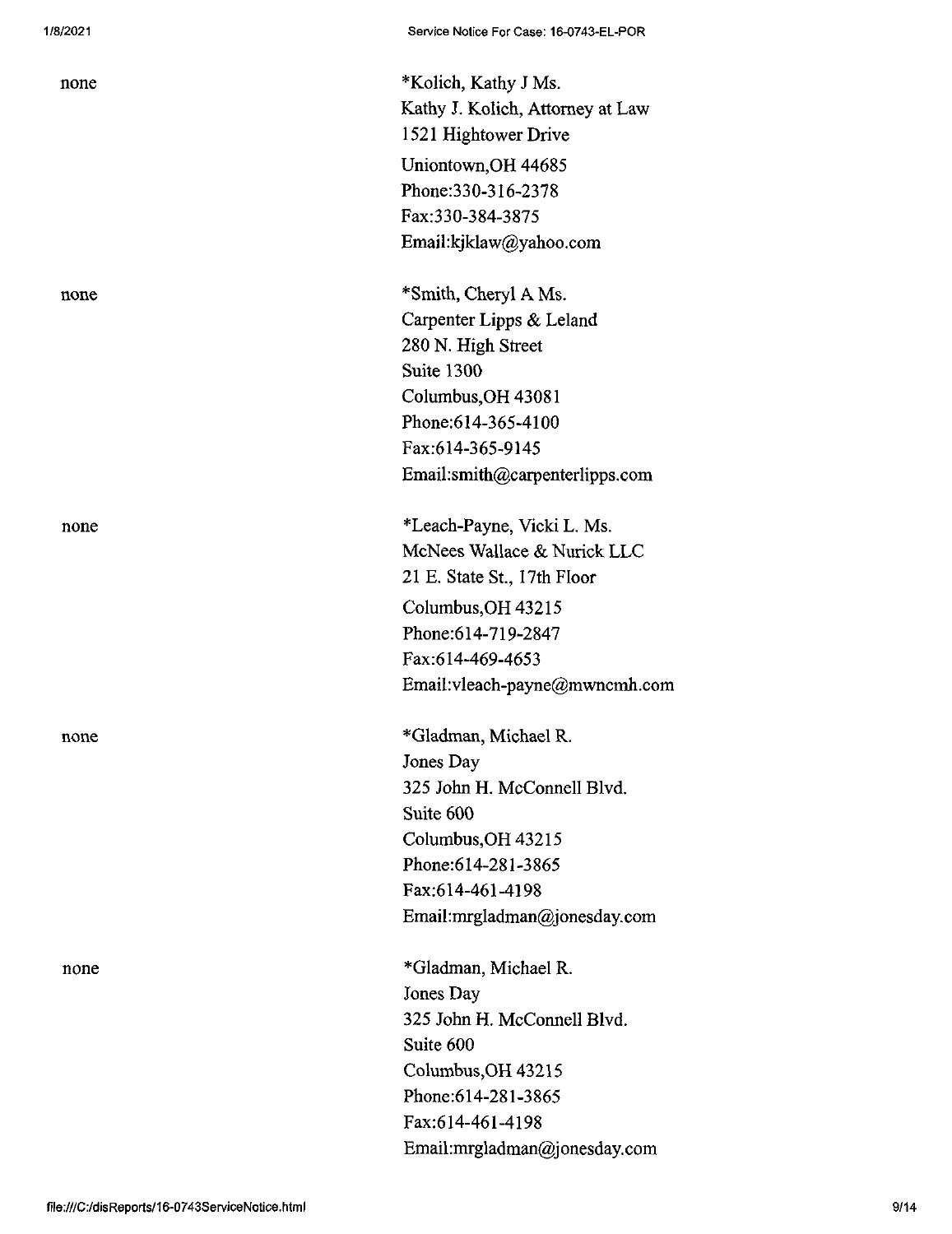| | |
|---|---|
| none | *Kolich, Kathy J Ms.<br>Kathy J. Kolich, Attorney at Law<br>1521 Hightower Drive<br>Uniontown,OH 44685<br>Phone:330-316-2378<br>Fax:330-384-3875<br>Email:kjklaw@yahoo.com |
| none | *Smith, Cheryl A Ms.<br>Carpenter Lipps & Leland<br>280 N. High Street<br>Suite 1300<br>Columbus,OH 43081<br>Phone:614-365-4100<br>Fax:614-365-9145<br>Email:smith@carpenterlipps.com |
| none | *Leach-Payne, Vicki L. Ms.<br>McNees Wallace & Nurick LLC<br>21 E. State St., 17th Floor<br>Columbus,OH 43215<br>Phone:614-719-2847<br>Fax:614-469-4653<br>Email:vleach-payne@mwncmh.com |
| none | *Gladman, Michael R.<br>Jones Day<br>325 John H. McConnell Blvd.<br>Suite 600<br>Columbus,OH 43215<br>Phone:614-281-3865<br>Fax:614-461-4198<br>Email:mrgladman@jonesday.com |
| none | *Gladman, Michael R.<br>Jones Day<br>325 John H. McConnell Blvd.<br>Suite 600<br>Columbus,OH 43215<br>Phone:614-281-3865<br>Fax:614-461-4198<br>Email:mrgladman@jonesday.com |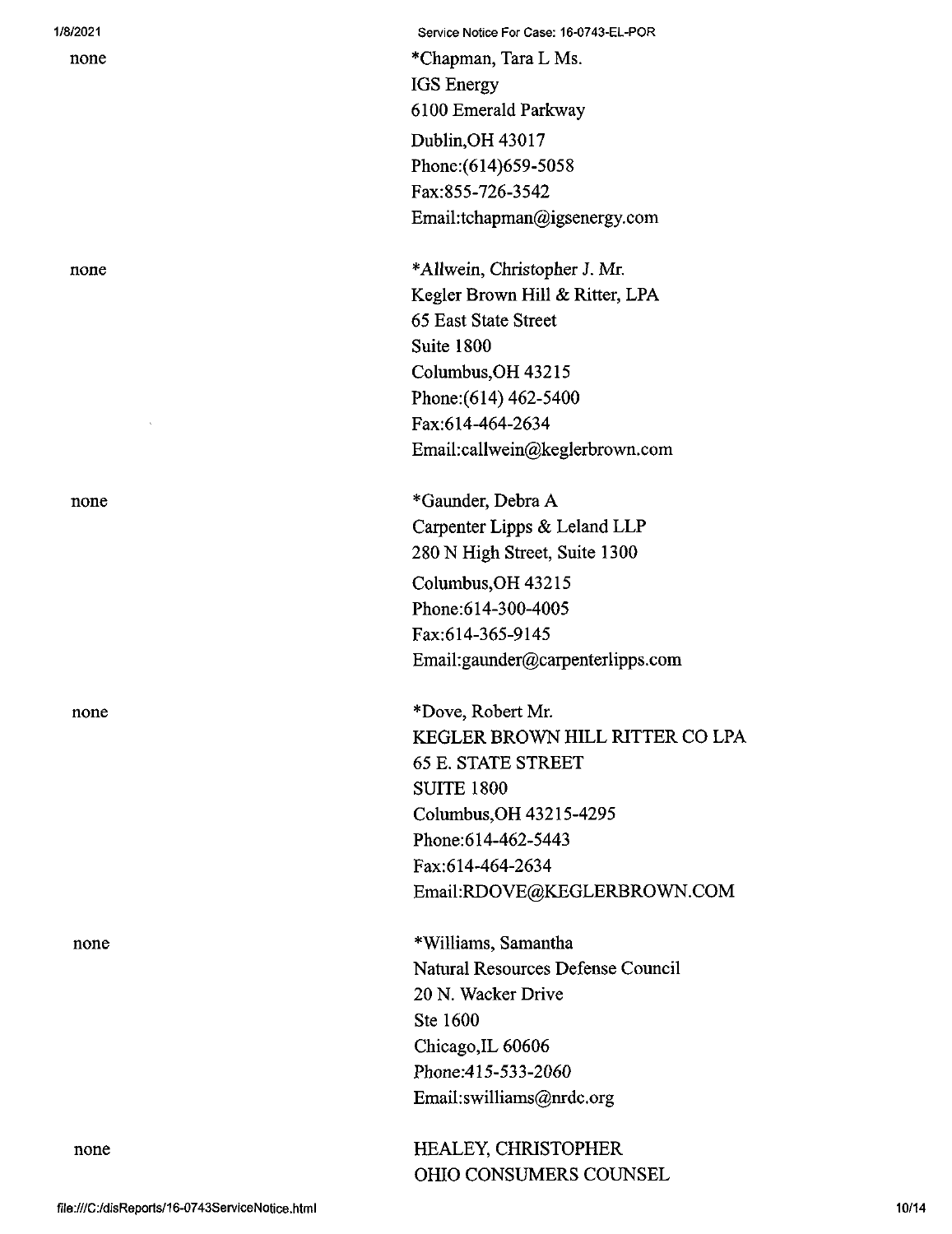none

*Chapman, Tara L Ms.
IGS Energy
6100 Emerald Parkway
Dublin,OH 43017
Phone:(614)659-5058
Fax:855-726-3542
Email:tchapman@igsenergy.com

none

*Allwein, Christopher J. Mr.
Kegler Brown Hill & Ritter, LPA
65 East State Street
Suite 1800
Columbus,OH 43215
Phone:(614) 462-5400
Fax:614-464-2634
Email:callwein@keglerbrown.com

none

*Gaunder, Debra A
Carpenter Lipps & Leland LLP
280 N High Street, Suite 1300
Columbus,OH 43215
Phone:614-300-4005
Fax:614-365-9145
Email:gaunder@carpenterlipps.com

none

*Dove, Robert Mr.
KEGLER BROWN HILL RITTER CO LPA
65 E. STATE STREET
SUITE 1800
Columbus,OH 43215-4295
Phone:614-462-5443
Fax:614-464-2634
Email:RDOVE@KEGLERBROWN.COM

none

*Williams, Samantha
Natural Resources Defense Council
20 N. Wacker Drive
Ste 1600
Chicago,IL 60606
Phone:415-533-2060
Email:swilliams@nrdc.org

none

HEALEY, CHRISTOPHER
OHIO CONSUMERS COUNSEL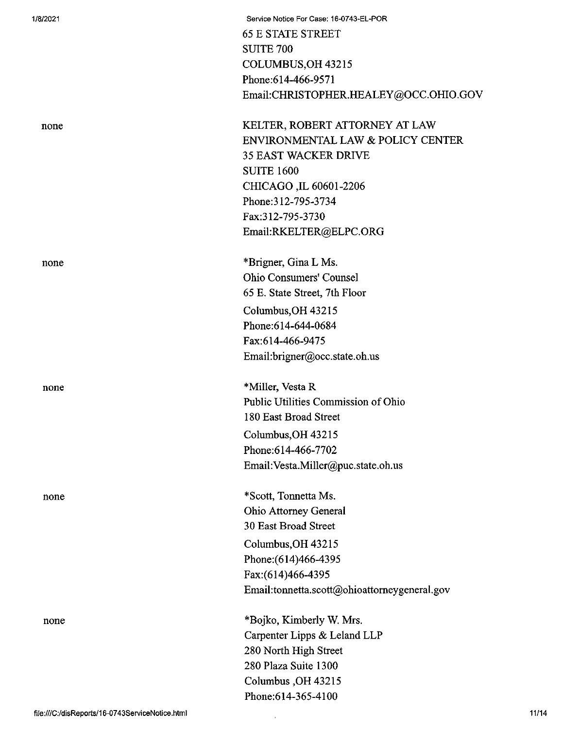65 E STATE STREET
SUITE 700
COLUMBUS,OH 43215
Phone:614-466-9571
Email:CHRISTOPHER.HEALEY@OCC.OHIO.GOV

| | |
|---|---|
| none | KELTER, ROBERT ATTORNEY AT LAW<br>ENVIRONMENTAL LAW & POLICY CENTER<br>35 EAST WACKER DRIVE<br>SUITE 1600<br>CHICAGO ,IL 60601-2206<br>Phone:312-795-3734<br>Fax:312-795-3730<br>Email:RKELTER@ELPC.ORG |
| none | *Brigner, Gina L Ms.<br>Ohio Consumers' Counsel<br>65 E. State Street, 7th Floor<br>Columbus,OH 43215<br>Phone:614-644-0684<br>Fax:614-466-9475<br>Email:brigner@occ.state.oh.us |
| none | *Miller, Vesta R<br>Public Utilities Commission of Ohio<br>180 East Broad Street<br>Columbus,OH 43215<br>Phone:614-466-7702<br>Email:Vesta.Miller@puc.state.oh.us |
| none | *Scott, Tonnetta Ms.<br>Ohio Attorney General<br>30 East Broad Street<br>Columbus,OH 43215<br>Phone:(614)466-4395<br>Fax:(614)466-4395<br>Email:tonnetta.scott@ohioattorneygeneral.gov |
| none | *Bojko, Kimberly W. Mrs.<br>Carpenter Lipps & Leland LLP<br>280 North High Street<br>280 Plaza Suite 1300<br>Columbus ,OH 43215<br>Phone:614-365-4100 |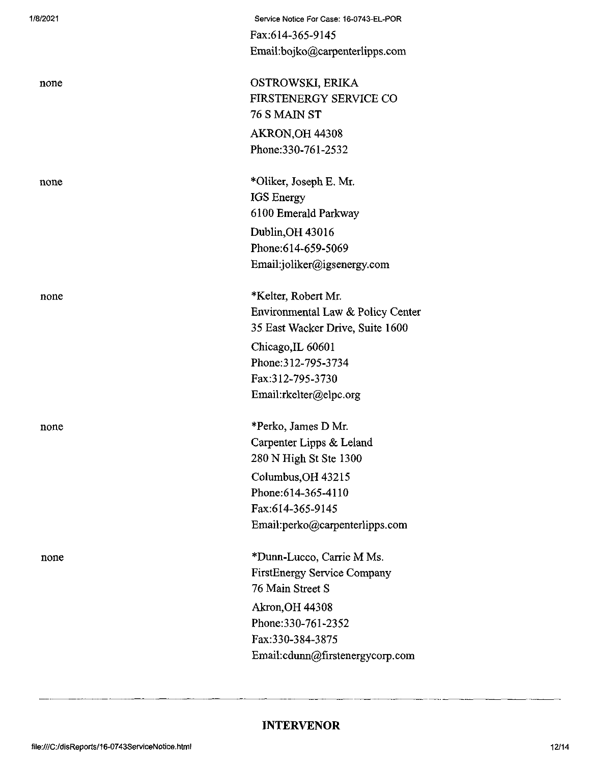Fax:614-365-9145
Email:bojko@carpenterlipps.com

| | |
|---|---|
| none | OSTROWSKI, ERIKA<br>FIRSTENERGY SERVICE CO<br>76 S MAIN ST<br>AKRON,OH 44308<br>Phone:330-761-2532 |
| none | *Oliker, Joseph E. Mr.<br>IGS Energy<br>6100 Emerald Parkway<br>Dublin,OH 43016<br>Phone:614-659-5069<br>Email:joliker@igsenergy.com |
| none | *Kelter, Robert Mr.<br>Environmental Law & Policy Center<br>35 East Wacker Drive, Suite 1600<br>Chicago,IL 60601<br>Phone:312-795-3734<br>Fax:312-795-3730<br>Email:rkelter@elpc.org |
| none | *Perko, James D Mr.<br>Carpenter Lipps & Leland<br>280 N High St Ste 1300<br>Columbus,OH 43215<br>Phone:614-365-4110<br>Fax:614-365-9145<br>Email:perko@carpenterlipps.com |
| none | *Dunn-Lucco, Carrie M Ms.<br>FirstEnergy Service Company<br>76 Main Street S<br>Akron,OH 44308<br>Phone:330-761-2352<br>Fax:330-384-3875<br>Email:cdunn@firstenergycorp.com |

---

**INTERVENOR**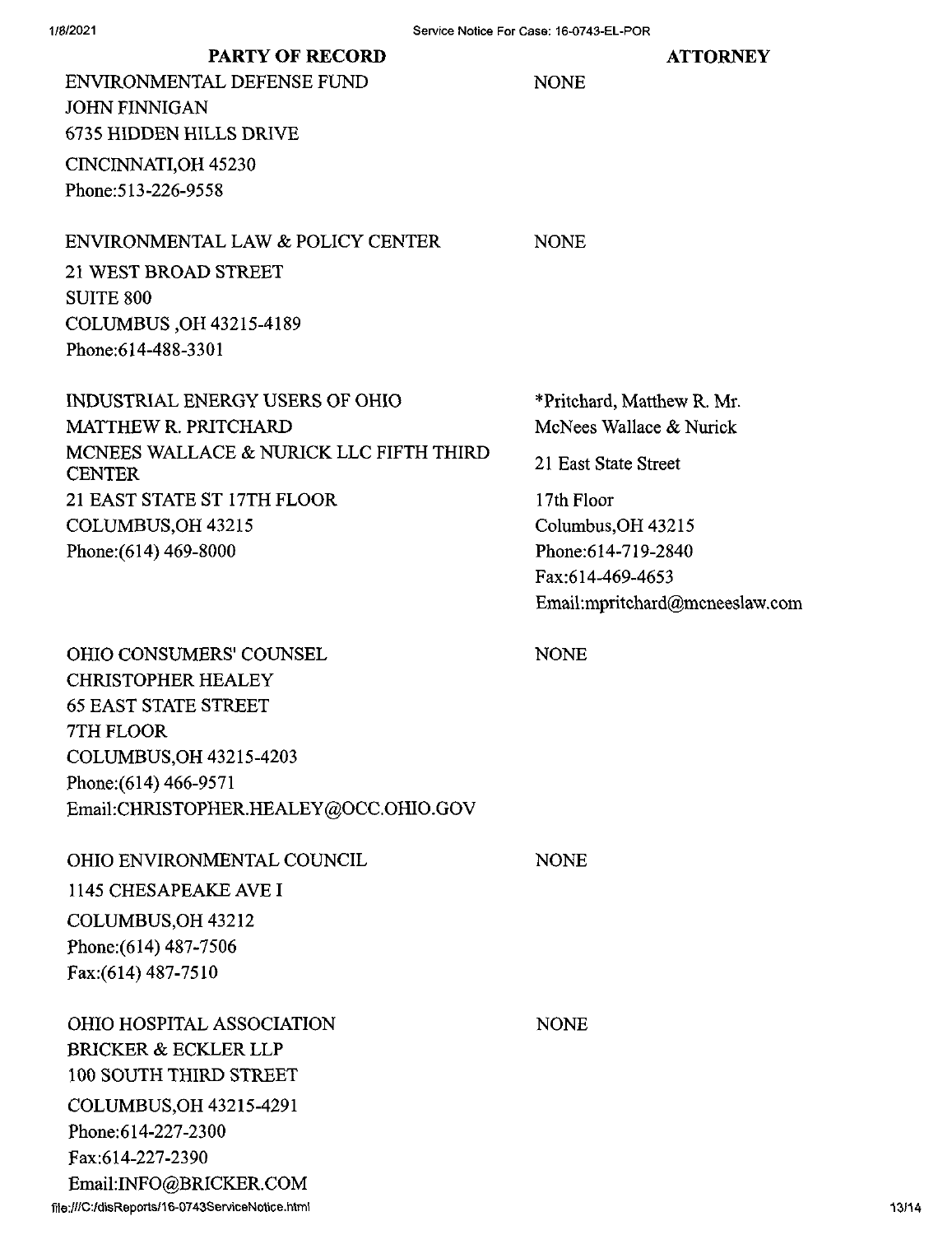| PARTY OF RECORD | ATTORNEY |
|---|---|
| ENVIRONMENTAL DEFENSE FUND<br>JOHN FINNIGAN<br>6735 HIDDEN HILLS DRIVE<br>CINCINNATI,OH 45230<br>Phone:513-226-9558 | NONE |
| ENVIRONMENTAL LAW & POLICY CENTER<br>21 WEST BROAD STREET<br>SUITE 800<br>COLUMBUS ,OH 43215-4189<br>Phone:614-488-3301 | NONE |
| INDUSTRIAL ENERGY USERS OF OHIO<br>MATTHEW R. PRITCHARD<br>MCNEES WALLACE & NURICK LLC FIFTH THIRD CENTER<br>21 EAST STATE ST 17TH FLOOR<br>COLUMBUS,OH 43215<br>Phone:(614) 469-8000 | *Pritchard, Matthew R. Mr.<br>McNees Wallace & Nurick<br>21 East State Street<br>17th Floor<br>Columbus,OH 43215<br>Phone:614-719-2840<br>Fax:614-469-4653<br>Email:mpritchard@mcneeslaw.com |
| OHIO CONSUMERS' COUNSEL<br>CHRISTOPHER HEALEY<br>65 EAST STATE STREET<br>7TH FLOOR<br>COLUMBUS,OH 43215-4203<br>Phone:(614) 466-9571<br>Email:CHRISTOPHER.HEALEY@OCC.OHIO.GOV | NONE |
| OHIO ENVIRONMENTAL COUNCIL<br>1145 CHESAPEAKE AVE I<br>COLUMBUS,OH 43212<br>Phone:(614) 487-7506<br>Fax:(614) 487-7510 | NONE |
| OHIO HOSPITAL ASSOCIATION<br>BRICKER & ECKLER LLP<br>100 SOUTH THIRD STREET<br>COLUMBUS,OH 43215-4291<br>Phone:614-227-2300<br>Fax:614-227-2390<br>Email:INFO@BRICKER.COM | NONE |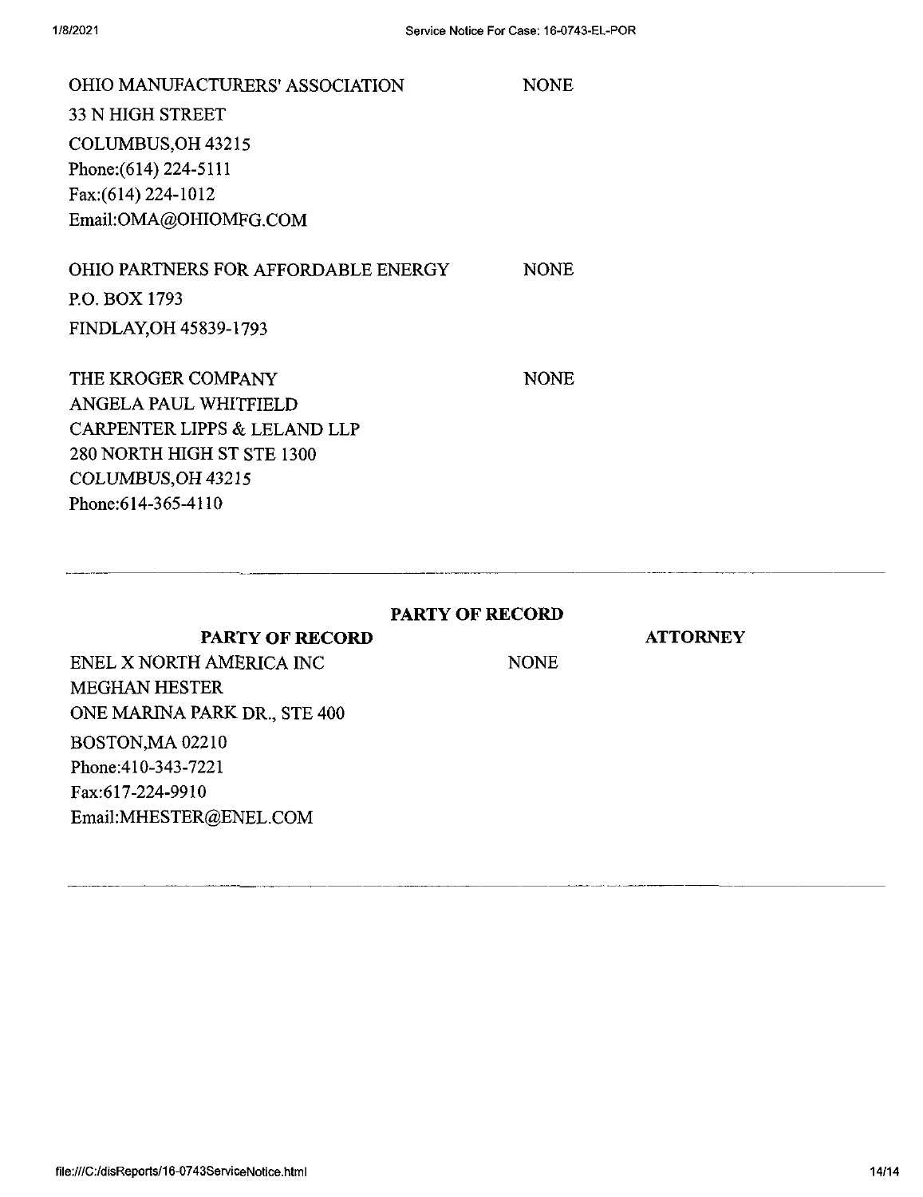| | |
|---|---|
| OHIO MANUFACTURERS' ASSOCIATION<br>33 N HIGH STREET<br>COLUMBUS,OH 43215<br>Phone:(614) 224-5111<br>Fax:(614) 224-1012<br>Email:OMA@OHIOMFG.COM | NONE |
| OHIO PARTNERS FOR AFFORDABLE ENERGY<br>P.O. BOX 1793<br>FINDLAY,OH 45839-1793 | NONE |
| THE KROGER COMPANY<br>ANGELA PAUL WHITFIELD<br>CARPENTER LIPPS & LELAND LLP<br>280 NORTH HIGH ST STE 1300<br>COLUMBUS,OH 43215<br>Phone:614-365-4110 | NONE |

**PARTY OF RECORD**

| PARTY OF RECORD | ATTORNEY |
|---|---|
| ENEL X NORTH AMERICA INC<br>MEGHAN HESTER<br>ONE MARINA PARK DR., STE 400<br>BOSTON,MA 02210<br>Phone:410-343-7221<br>Fax:617-224-9910<br>Email:MHESTER@ENEL.COM | NONE |